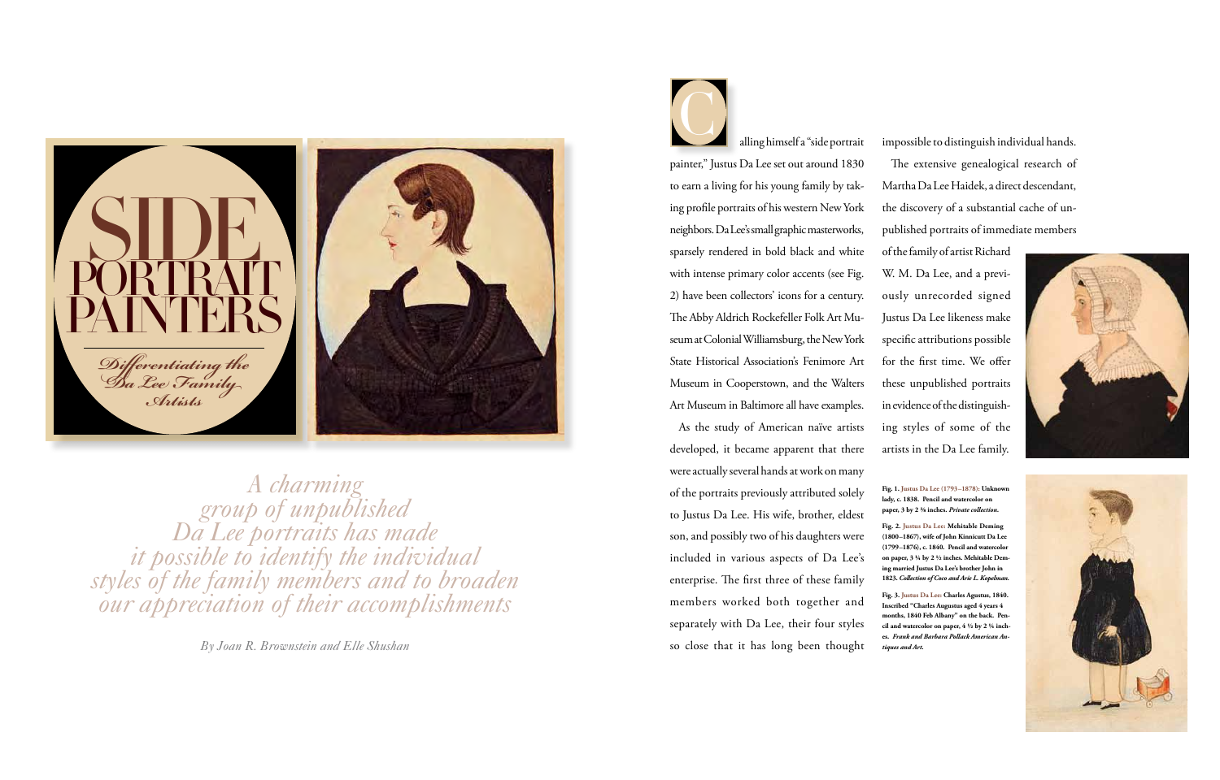# SIDE PORTRAIT PAINTERS

## *Differentiating the Da Lee Family Artists*

*A charming group of unpublished Da Lee portraits has made it possible to identify the individual styles of the family members and to broaden our appreciation of their accomplishments*

*By Joan R. Brownstein and Elle Shushan*

Calling himself a "side portrait painter," Justus Da Lee set out around 1830 to earn a living for his young family by taking profile portraits of his western New York neighbors. Da Lee's small graphic masterworks, sparsely rendered in bold black and white with intense primary color accents (see Fig. 2) have been collectors' icons for a century. The Abby Aldrich Rockefeller Folk Art Museum at Colonial Williamsburg, the New York State Historical Association's Fenimore Art Museum in Cooperstown, and the Walters Art Museum in Baltimore all have examples.

As the study of American naïve artists developed, it became apparent that there were actually several hands at work on many of the portraits previously attributed solely to Justus Da Lee. His wife, brother, eldest son, and possibly two of his daughters were included in various aspects of Da Lee's enterprise. The first three of these family members worked both together and separately with Da Lee, their four styles so close that it has long been thought impossible to distinguish individual hands.

The extensive genealogical research of Martha Da Lee Haidek, a direct descendant, the discovery of a substantial cache of unpublished portraits of immediate members of the family of artist Richard W. M. Da Lee, and a previously unrecorded signed Justus Da Lee likeness make specific attributions possible for the first time. We offer these unpublished portraits in evidence of the distinguishing styles of some of the artists in the Da Lee family.

**Fig. 1. Justus Da Lee (1793–1878): Unknown lady, c. 1838. Pencil and watercolor on paper, 3 by 2 ⅜ inches. *Private collection.***

**Fig. 2. Justus Da Lee: Mehitable Deming (1800–1867), wife of John Kinnicutt Da Lee (1799–1876), c. 1840. Pencil and watercolor on paper, 3 ¼ by 2 ½ inches. Mehitable Deming married Justus Da Lee's brother John in 1823. *Collection of Coco and Arie L. Kopelman.***

**Fig. 3. Justus Da Lee: Charles Agustus, 1840. Inscribed "Charles Augustus aged 4 years 4 months, 1840 Feb Albany" on the back. Pencil and watercolor on paper, 4 ½ by 2 ¾ inches. *Frank and Barbara Pollack American Antiques and Art.***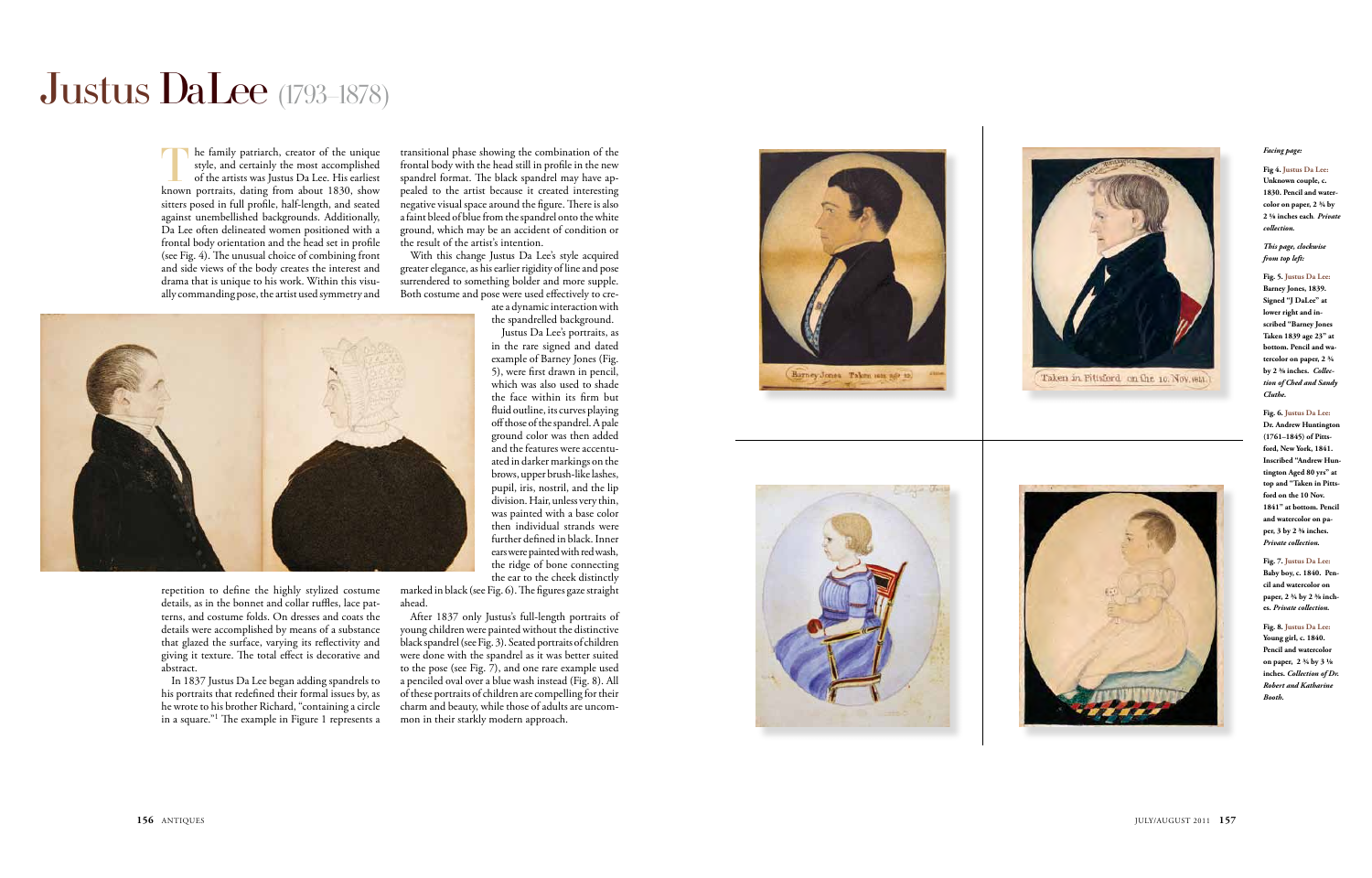# Justus Da Lee (1793–1878)

The family patriarch, creator of the unique style, and certainly the most accomplished of the artists was Justus Da Lee. His earliest known portraits, dating from about 1830, show sitters posed in full profile, half-length, and seated against unembellished backgrounds. Additionally, Da Lee often delineated women positioned with a frontal body orientation and the head set in profile (see Fig. 4). The unusual choice of combining front and side views of the body creates the interest and drama that is unique to his work. Within this visually commanding pose, the artist used symmetry and repetition to define the highly stylized costume details, as in the bonnet and collar ruffles, lace patterns, and costume folds. On dresses and coats the details were accomplished by means of a substance that glazed the surface, varying its reflectivity and giving it texture. The total effect is decorative and abstract.

In 1837 Justus Da Lee began adding spandrels to his portraits that redefined their formal issues by, as he wrote to his brother Richard, "containing a circle in a square."[1] The example in Figure 1 represents a transitional phase showing the combination of the frontal body with the head still in profile in the new spandrel format. The black spandrel may have appealed to the artist because it created interesting negative visual space around the figure. There is also a faint bleed of blue from the spandrel onto the white ground, which may be an accident of condition or the result of the artist's intention.

With this change Justus Da Lee's style acquired greater elegance, as his earlier rigidity of line and pose surrendered to something bolder and more supple. Both costume and pose were used effectively to create a dynamic interaction with the spandrelled background.

Justus Da Lee's portraits, as in the rare signed and dated example of Barney Jones (Fig. 5), were first drawn in pencil, which was also used to shade the face within its firm but fluid outline, its curves playing off those of the spandrel. A pale ground color was then added and the features were accentuated in darker markings on the brows, upper brush-like lashes, pupil, iris, nostril, and the lip division. Hair, unless very thin, was painted with a base color then individual strands were further defined in black. Inner ears were painted with red wash, the ridge of bone connecting the ear to the cheek distinctly marked in black (see Fig. 6). The figures gaze straight ahead.

After 1837 only Justus's full-length portraits of young children were painted without the distinctive black spandrel (see Fig. 3). Seated portraits of children were done with the spandrel as it was better suited to the pose (see Fig. 7), and one rare example used a penciled oval over a blue wash instead (Fig. 8). All of these portraits of children are compelling for their charm and beauty, while those of adults are uncommon in their starkly modern approach.

*Facing page:*

**Fig 4. Justus Da Lee: Unknown couple, c. 1830. Pencil and watercolor on paper, 2 ¾ by 2 ¼ inches each.** ***Private collection.***

*This page, clockwise from top left:*

**Fig. 5. Justus Da Lee: Barney Jones, 1839. Signed "J DaLee" at lower right and inscribed "Barney Jones Taken 1839 age 23" at bottom. Pencil and watercolor on paper, 2 ¾ by 2 ⅜ inches.** ***Collection of Chet and Sandy Cluthe.***

**Fig. 6. Justus Da Lee: Dr. Andrew Huntington (1761–1845) of Pittsford, New York, 1841. Inscribed "Andrew Huntington Aged 80 yrs" at top and "Taken in Pittsford on the 10 Nov. 1841" at bottom. Pencil and watercolor on paper, 3 by 2 ¾ inches.** ***Private collection.***

**Fig. 7. Justus Da Lee: Baby boy, c. 1840. Pencil and watercolor on paper, 2 ¾ by 2 ⅜ inches.** ***Private collection.***

**Fig. 8. Justus Da Lee: Young girl, c. 1840. Pencil and watercolor on paper, 2 ¾ by 3 ⅛ inches.** ***Collection of Dr. Robert and Katharine Booth.***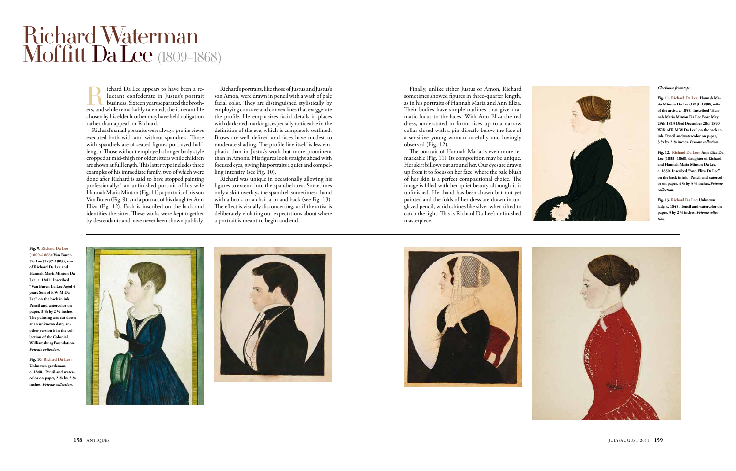# Richard Waterman Moffitt Da Lee (1809–1868)

Richard Da Lee appears to have been a reluctant confederate in Justus's portrait business. Sixteen years separated the brothers, and while remarkably talented, the itinerant life chosen by his elder brother may have held obligation rather than appeal for Richard.

Richard's small portraits were always profile views executed both with and without spandrels. Those with spandrels are of seated figures portrayed half-length. Those without employed a longer body style cropped at mid-thigh for older sitters while children are shown at full length. This latter type includes three examples of his immediate family, two of which were done after Richard is said to have stopped painting professionally:[2] an unfinished portrait of his wife Hannah Maria Minton (Fig. 11); a portrait of his son Van Buren (Fig. 9); and a portrait of his daughter Ann Eliza (Fig. 12). Each is inscribed on the back and identifies the sitter. These works were kept together by descendants and have never been shown publicly.

Richard's portraits, like those of Justus and Justus's son Amon, were drawn in pencil with a wash of pale facial color. They are distinguished stylistically by employing concave and convex lines that exaggerate the profile. He emphasizes facial details in places with darkened markings, especially noticeable in the definition of the eye, which is completely outlined. Brows are well defined and faces have modest to moderate shading. The profile line itself is less emphatic than in Justus's work but more prominent than in Amon's. His figures look straight ahead with focused eyes, giving his portraits a quiet and compelling intensity (see Fig. 10).

Richard was unique in occasionally allowing his figures to extend into the spandrel area. Sometimes only a skirt overlays the spandrel, sometimes a hand with a book, or a chair arm and back (see Fig. 13). The effect is visually disconcerting, as if the artist is deliberately violating our expectations about where a portrait is meant to begin and end.

Finally, unlike either Justus or Amon, Richard sometimes showed figures in three-quarter length, as in his portraits of Hannah Maria and Ann Eliza. Their bodies have simple outlines that give dramatic focus to the faces. With Ann Eliza the red dress, understated in form, rises up to a narrow collar closed with a pin directly below the face of a sensitive young woman carefully and lovingly observed (Fig. 12).

The portrait of Hannah Maria is even more remarkable (Fig. 11). Its composition may be unique. Her skirt billows out around her. Our eyes are drawn up from it to focus on her face, where the pale blush of her skin is a perfect compositional choice. The image is filled with her quiet beauty although it is unfinished. Her hand has been drawn but not yet painted and the folds of her dress are drawn in unglazed pencil, which shines like silver when tilted to catch the light. This is Richard Da Lee's unfinished masterpiece.

*Clockwise from top:*

**Fig. 11. Richard Da Lee: Hannah Maria Minton Da Lee (1813–1890), wife of the artist, c. 1855. Inscribed "Hannah Maria Minton Da Lee Born May 29th 1813 Died December 28th 1890 Wife of R M W Da Lee" on the back in ink. Pencil and watercolor on paper, 3 ⅝ by 2 ¾ inches. *Private collection.***

**Fig. 12. Richard Da Lee: Ann Eliza Da Lee (1833–1868), daughter of Richard and Hannah Maria Minton Da Lee, c. 1850. Inscribed "Ann Eliza Da Lee" on the back in ink. Pencil and watercolor on paper, 4 ½ by 3 ¾ inches. *Private collection.***

**Fig. 13. Richard Da Lee: Unknown lady, c. 1845. Pencil and watercolor on paper, 3 by 2 ¾ inches. *Private collection.***

**Fig. 9. Richard Da Lee (1809–1868): Van Buren Da Lee (1837–1905), son of Richard Da Lee and Hannah Maria Minton Da Lee, c. 1841. Inscribed "Van Buren Da Lee Aged 4 years Son of R W M Da Lee" on the back in ink. Pencil and watercolor on paper, 3 ⅝ by 2 ½ inches. The painting was cut down at an unknown date; another version is in the collection of the Colonial Williamsburg Foundation. *Private collection.***

**Fig. 10. Richard Da Lee: Unknown gentleman, c. 1840. Pencil and watercolor on paper, 2 ⅜ by 2 ¾ inches. *Private collection.***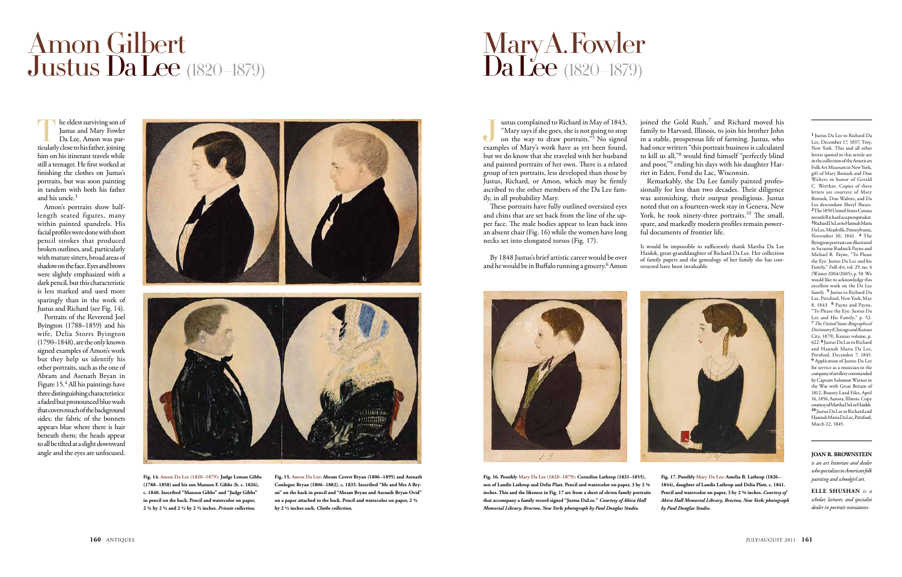# Amon Gilbert Justus Da Lee (1820–1879)

The eldest surviving son of Justus and Mary Fowler Da Lee, Amon was particularly close to his father, joining him on his itinerant travels while still a teenager. He first worked at finishing the clothes on Justus's portraits, but was soon painting in tandem with both his father and his uncle.[3]

Amon's portraits show half-length seated figures, many within painted spandrels. His facial profiles were done with short pencil strokes that produced broken outlines, and, particularly with mature sitters, broad areas of shadow on the face. Eyes and brows were slightly emphasized with a dark pencil, but this characteristic is less marked and used more sparingly than in the work of Justus and Richard (see Fig. 14).

Portraits of the Reverend Joel Byington (1788–1859) and his wife, Delia Storrs Byington (1790–1848), are the only known signed examples of Amon's work but they help us identify his other portraits, such as the one of Abram and Asenath Bryan in Figure 15.[4] All his paintings have three distinguishing characteristics: a faded but pronounced blue wash that covers much of the background sides; the fabric of the bonnets appears blue where there is hair beneath them; the heads appear to all be tilted at a slight downward angle and the eyes are unfocused.

**Fig. 14. Amon Da Lee (1820–1879): Judge Leman Gibbs (1788–1858) and his son Manson F. Gibbs (b. c. 1826), c. 1840. Inscribed "Manson Gibbs" and "Judge Gibbs" in pencil on the back. Pencil and watercolor on paper, 2 ¼ by 2 ¾ and 2 ½ by 2 ¾ inches.** ***Private collection.***

**Fig. 15. Amon Da Lee: Abram Covert Bryan (1806–1895) and Asenath Conlogue Bryan (1806–1882), c. 1835. Inscribed "Mr and Mrs A Bryan" on the back in pencil and "Abram Bryan and Asenath Bryan Ovid" on a paper attached to the back. Pencil and watercolor on paper, 2 ¾ by 2 ½ inches each.** ***Cluthe collection.***

# Mary A. Fowler Da Lee (1820–1879)

Justus complained to Richard in May of 1843, "Mary says if she goes, she is not going to stop on the way to draw portraits."[5] No signed examples of Mary's work have as yet been found, but we do know that she traveled with her husband and painted portraits of her own. There is a related group of ten portraits, less developed than those by Justus, Richard, or Amon, which may be firmly ascribed to the other members of the Da Lee family, in all probability Mary.

These portraits have fully outlined oversized eyes and chins that are set back from the line of the upper face. The male bodies appear to lean back into an absent chair (Fig. 16) while the women have long necks set into elongated torsos (Fig. 17).

By 1848 Justus's brief artistic career would be over and he would be in Buffalo running a grocery.[6] Amon joined the Gold Rush,[7] and Richard moved his family to Harvard, Illinois, to join his brother John in a stable, prosperous life of farming. Justus, who had once written "this portrait business is calculated to kill us all,"[8] would find himself "perfectly blind and poor,"[9] ending his days with his daughter Harriet in Eden, Fond du Lac, Wisconsin.

Remarkably, the Da Lee family painted professionally for less than two decades. Their diligence was astonishing, their output prodigious. Justus noted that on a fourteen-week stay in Geneva, New York, he took ninety-three portraits.[10] The small, spare, and markedly modern profiles remain powerful documents of frontier life.

It would be impossible to sufficiently thank Martha Da Lee Haidek, great-granddaughter of Richard Da Lee. Her collection of family papers and the genealogy of her family she has constructed have been invaluable.

**Fig. 16. Possibly Mary Da Lee (1820–1879): Cornelius Lathrop (1831–1855), son of Landis Lathrop and Delia Platt. Pencil and watercolor on paper, 3 by 2 ⅜ inches. This and the likeness in Fig. 17 are from a sheet of eleven family portraits that accompany a family record signed "Justus DaLee."** ***Courtesy of Abira Hall Memorial Library, Brocton, New York; photograph by Paul Douglas Studio.***

**Fig. 17. Possibly Mary Da Lee: Amelia B. Lathrop (1826–1844), daughter of Landis Lathrop and Delia Platt, c. 1841. Pencil and watercolor on paper, 3 by 2 ⅜ inches.** ***Courtesy of Abira Hall Memorial Library, Brocton, New York; photograph by Paul Douglas Studio.***

---

[1] Justus Da Lee to Richard Da Lee, December 17, 1837, Troy, New York. This and all other letters quoted in this article are in the collection of the American Folk Art Museum in New York, gift of Mary Benisek and Don Walters in honor of Gerald C. Wertkin. Copies of these letters are courtesy of Mary Benisek, Don Walters, and Da Lee descendant Sheryl Shears.

[2] The 1850 United States Census records Richard as a pumpmaker.

[3] Richard Da Lee to Hannah Maria Da Lee, Meadville, Pennsylvania, November 30, 1841.

[4] The Byington portraits are illustrated in Suzanne Rudnick Payne and Michael R. Payne, "To Please the Eye: Justus Da Lee and his Family," *Folk Art*, vol. 29, no. 4 (Winter 2004/2005), p. 50. We would like to acknowledge this excellent work on the Da Lee family.

[5] Justus to Richard Da Lee, Pittsford, New York, May 8, 1843.

[6] Payne and Payne, "To Please the Eye: Justus Da Lee and His Family," p. 52.

[7] *The United States Biographical Dictionary* (Chicago and Kansas City, 1879), Kansas volume, p. 622.

[8] Justus Da Lee to Richard and Hannah Maria Da Lee, Pittsford, December 7, 1845.

[9] Application of Justus Da Lee for service as a musician in the company of artillery commanded by Captain Solomon Warner in the War with Great Britain of 1812, Bounty Land Files, April 16, 1856, Aurora, Illinois. Copy courtesy of Martha Da Lee Haidek.

[10] Justus Da Lee to Richard and Hannah Maria Da Lee, Pittsford, March 22, 1845.

**JOAN R. BROWNSTEIN** *is an art historian and dealer who specializes in American folk painting and schoolgirl art.*

**ELLE SHUSHAN** *is a scholar, lecturer, and specialist dealer in portrait miniatures.*